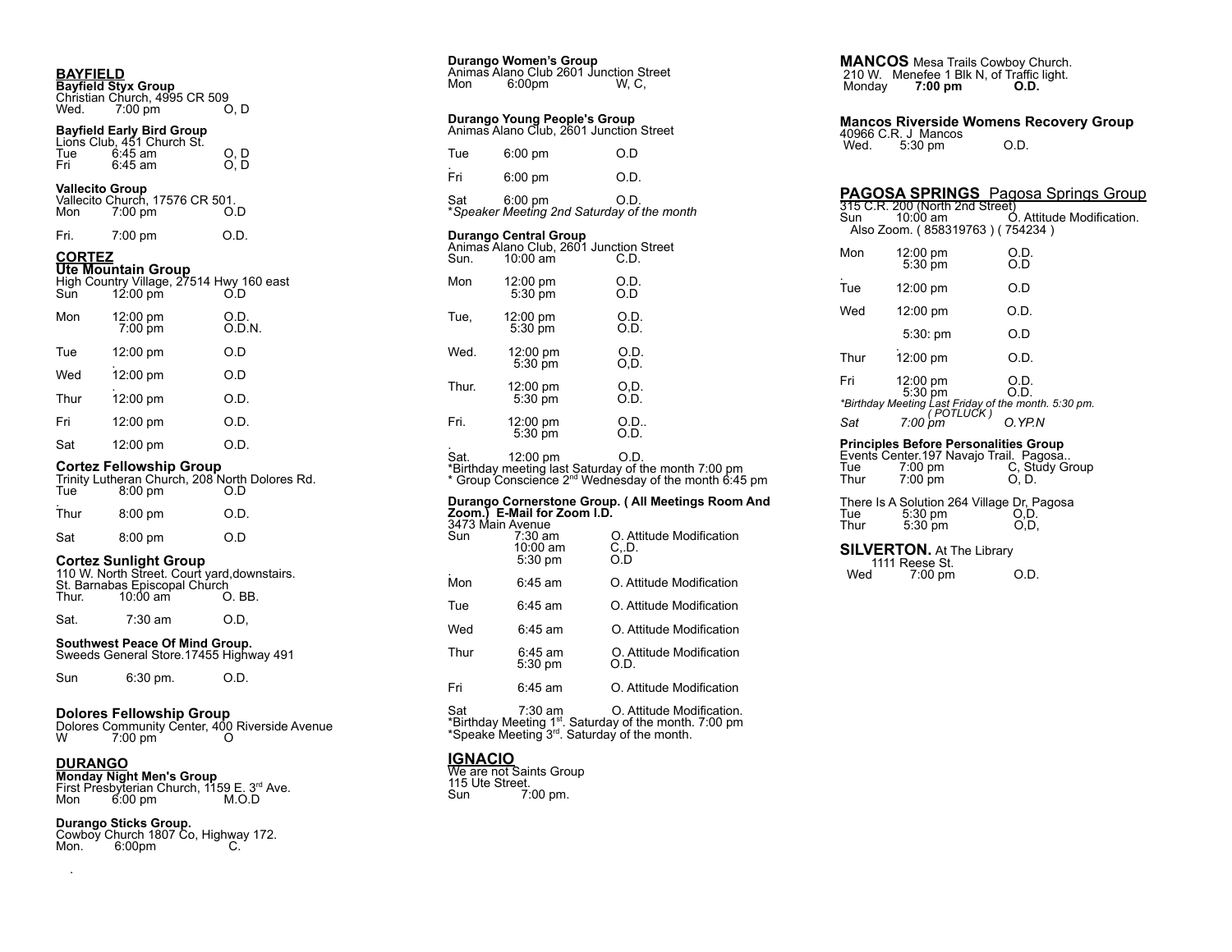## BAYFIELD

**Bayfield Styx Group**
Christian Church, 4995 CR 509

| | | |
|---|---|---|
| Wed. | 7:00 pm | O, D |

**Bayfield Early Bird Group**
Lions Club, 451 Church St.

| | | |
|---|---|---|
| Tue | 6:45 am | O, D |
| Fri | 6:45 am | O, D |

**Vallecito Group**
Vallecito Church, 17576 CR 501.

| | | |
|---|---|---|
| Mon | 7:00 pm | O.D |
| Fri. | 7:00 pm | O.D. |

## CORTEZ

**Ute Mountain Group**
High Country Village, 27514 Hwy 160 east

| | | |
|---|---|---|
| Sun | 12:00 pm | O.D |
| Mon | 12:00 pm<br>7:00 pm | O.D.<br>O.D.N. |
| Tue | 12:00 pm | O.D |
| Wed | 12:00 pm | O.D |
| Thur | 12:00 pm | O.D. |
| Fri | 12:00 pm | O.D. |
| Sat | 12:00 pm | O.D. |

**Cortez Fellowship Group**
Trinity Lutheran Church, 208 North Dolores Rd.

| | | |
|---|---|---|
| Tue | 8:00 pm | O.D |
| Thur | 8:00 pm | O.D. |
| Sat | 8:00 pm | O.D |

**Cortez Sunlight Group**
110 W. North Street. Court yard,downstairs.
St. Barnabas Episcopal Church

| | | |
|---|---|---|
| Thur. | 10:00 am | O. BB. |
| Sat. | 7:30 am | O.D, |

**Southwest Peace Of Mind Group.**
Sweeds General Store.17455 Highway 491

| | | |
|---|---|---|
| Sun | 6:30 pm. | O.D. |

**Dolores Fellowship Group**
Dolores Community Center, 400 Riverside Avenue

| | | |
|---|---|---|
| W | 7:00 pm | O |

## DURANGO

**Monday Night Men's Group**
First Presbyterian Church, 1159 E. 3rd Ave.

| | | |
|---|---|---|
| Mon | 6:00 pm | M.O.D |

**Durango Sticks Group.**
Cowboy Church 1807 Co, Highway 172.

| | | |
|---|---|---|
| Mon. | 6:00pm | C. |

**Durango Women's Group**
Animas Alano Club 2601 Junction Street

| | | |
|---|---|---|
| Mon | 6:00pm | W, C, |

**Durango Young People's Group**
Animas Alano Club, 2601 Junction Street

| | | |
|---|---|---|
| Tue | 6:00 pm | O.D |
| Fri | 6:00 pm | O.D. |
| Sat | 6:00 pm | O.D. |

*\*Speaker Meeting 2nd Saturday of the month*

**Durango Central Group**
Animas Alano Club, 2601 Junction Street

| | | |
|---|---|---|
| Sun. | 10:00 am | C.D. |
| Mon | 12:00 pm<br>5:30 pm | O.D.<br>O.D |
| Tue, | 12:00 pm<br>5:30 pm | O.D.<br>O.D. |
| Wed. | 12:00 pm<br>5:30 pm | O.D.<br>O,D. |
| Thur. | 12:00 pm<br>5:30 pm | O,D.<br>O.D. |
| Fri. | 12:00 pm<br>5:30 pm | O.D..<br>O.D. |
| Sat. | 12:00 pm | O.D. |

\*Birthday meeting last Saturday of the month 7:00 pm
\* Group Conscience 2nd Wednesday of the month 6:45 pm

**Durango Cornerstone Group. ( All Meetings Room And Zoom.) E-Mail for Zoom I.D.**
3473 Main Avenue

| | | |
|---|---|---|
| Sun | 7:30 am<br>10:00 am<br>5:30 pm | O. Attitude Modification<br>C,.D.<br>O.D |
| Mon | 6:45 am | O. Attitude Modification |
| Tue | 6:45 am | O. Attitude Modification |
| Wed | 6:45 am | O. Attitude Modification |
| Thur | 6:45 am<br>5:30 pm | O. Attitude Modification<br>O.D. |
| Fri | 6:45 am | O. Attitude Modification |
| Sat | 7:30 am | O. Attitude Modification. |

\*Birthday Meeting 1st. Saturday of the month. 7:00 pm
\*Speake Meeting 3rd. Saturday of the month.

## IGNACIO

We are not Saints Group
115 Ute Street.

| | |
|---|---|
| Sun | 7:00 pm. |

## MANCOS

**MANCOS** Mesa Trails Cowboy Church.
210 W. Menefee 1 Blk N, of Traffic light.

| | | |
|---|---|---|
| Monday | **7:00 pm** | **O.D.** |

**Mancos Riverside Womens Recovery Group**
40966 C.R. J Mancos

| | | |
|---|---|---|
| Wed. | 5:30 pm | O.D. |

## PAGOSA SPRINGS

**PAGOSA SPRINGS** Pagosa Springs Group
315 C.R. 200 (North 2nd Street)

| | | |
|---|---|---|
| Sun | 10:00 am | O. Attitude Modification. |

Also Zoom. ( 858319763 ) ( 754234 )

| | | |
|---|---|---|
| Mon | 12:00 pm<br>5:30 pm | O.D.<br>O.D |
| Tue | 12:00 pm | O.D |
| Wed | 12:00 pm<br>5:30: pm | O.D.<br>O.D |
| Thur | 12:00 pm | O.D. |
| Fri | 12:00 pm<br>5:30 pm | O.D.<br>O.D. |

*\*Birthday Meeting Last Friday of the month. 5:30 pm. ( POTLUCK )*

| | | |
|---|---|---|
| *Sat* | *7:00 pm* | *O.YP.N* |

**Principles Before Personalities Group**
Events Center.197 Navajo Trail. Pagosa..

| | | |
|---|---|---|
| Tue | 7:00 pm | C, Study Group |
| Thur | 7:00 pm | O, D. |

There Is A Solution 264 Village Dr, Pagosa

| | | |
|---|---|---|
| Tue | 5:30 pm | O,D. |
| Thur | 5:30 pm | O,D, |

## SILVERTON

**SILVERTON.** At The Library
1111 Reese St.

| | | |
|---|---|---|
| Wed | 7:00 pm | O.D. |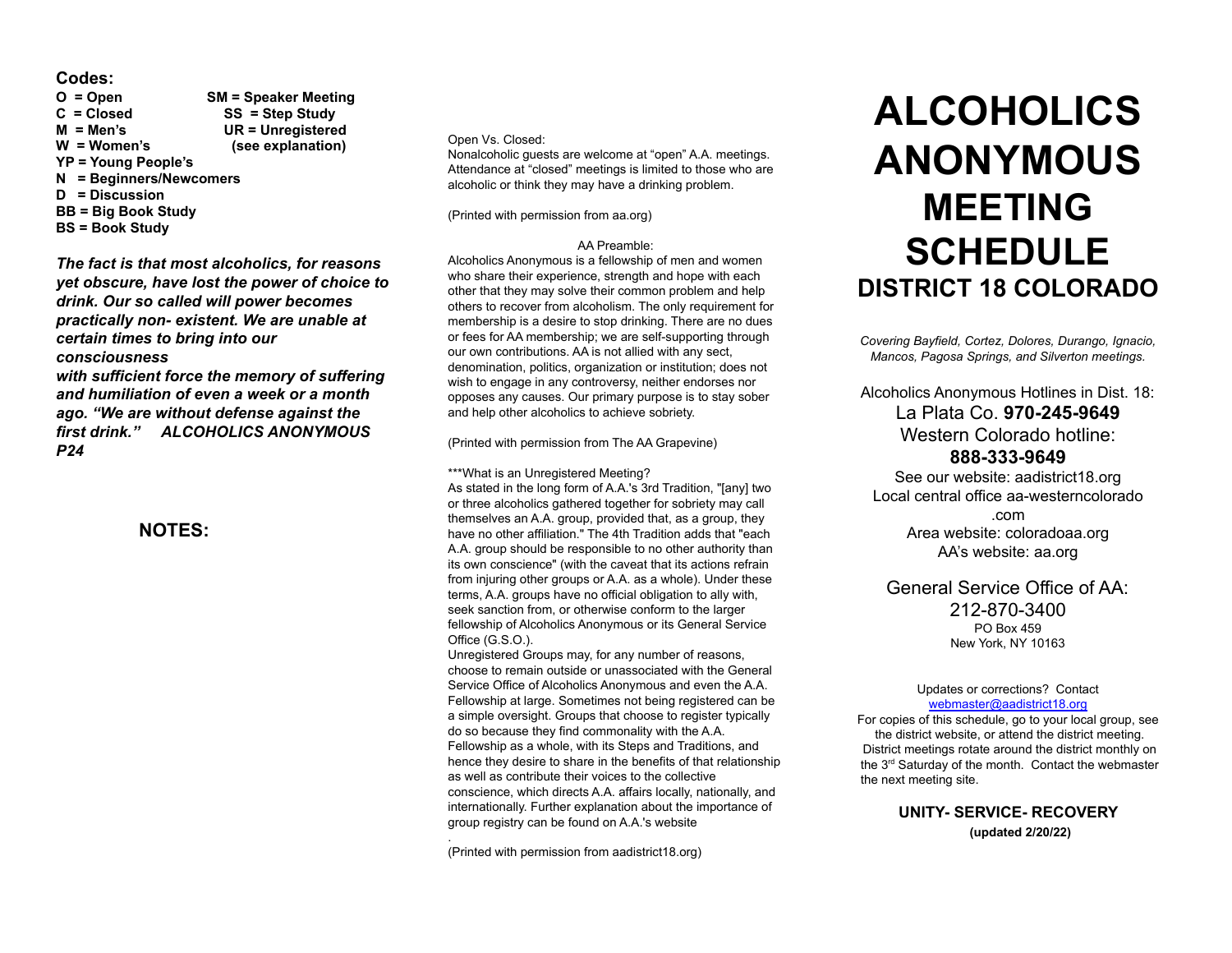**Codes:**

**O = Open**
**C = Closed**
**M = Men's**
**W = Women's**
**YP = Young People's**
**N = Beginners/Newcomers**
**D = Discussion**
**BB = Big Book Study**
**BS = Book Study**
**SM = Speaker Meeting**
**SS = Step Study**
**UR = Unregistered (see explanation)**

***The fact is that most alcoholics, for reasons yet obscure, have lost the power of choice to drink. Our so called will power becomes practically non- existent. We are unable at certain times to bring into our consciousness with sufficient force the memory of suffering and humiliation of even a week or a month ago. "We are without defense against the first drink." ALCOHOLICS ANONYMOUS P24***

**NOTES:**

Open Vs. Closed:
Nonalcoholic guests are welcome at "open" A.A. meetings. Attendance at "closed" meetings is limited to those who are alcoholic or think they may have a drinking problem.

(Printed with permission from aa.org)

AA Preamble:
Alcoholics Anonymous is a fellowship of men and women who share their experience, strength and hope with each other that they may solve their common problem and help others to recover from alcoholism. The only requirement for membership is a desire to stop drinking. There are no dues or fees for AA membership; we are self-supporting through our own contributions. AA is not allied with any sect, denomination, politics, organization or institution; does not wish to engage in any controversy, neither endorses nor opposes any causes. Our primary purpose is to stay sober and help other alcoholics to achieve sobriety.

(Printed with permission from The AA Grapevine)

***What is an Unregistered Meeting?
As stated in the long form of A.A.'s 3rd Tradition, "[any] two or three alcoholics gathered together for sobriety may call themselves an A.A. group, provided that, as a group, they have no other affiliation." The 4th Tradition adds that "each A.A. group should be responsible to no other authority than its own conscience" (with the caveat that its actions refrain from injuring other groups or A.A. as a whole). Under these terms, A.A. groups have no official obligation to ally with, seek sanction from, or otherwise conform to the larger fellowship of Alcoholics Anonymous or its General Service Office (G.S.O.).
Unregistered Groups may, for any number of reasons, choose to remain outside or unassociated with the General Service Office of Alcoholics Anonymous and even the A.A. Fellowship at large. Sometimes not being registered can be a simple oversight. Groups that choose to register typically do so because they find commonality with the A.A. Fellowship as a whole, with its Steps and Traditions, and hence they desire to share in the benefits of that relationship as well as contribute their voices to the collective conscience, which directs A.A. affairs locally, nationally, and internationally. Further explanation about the importance of group registry can be found on A.A.'s website
.
(Printed with permission from aadistrict18.org)

# ALCOHOLICS ANONYMOUS MEETING SCHEDULE

## DISTRICT 18 COLORADO

*Covering Bayfield, Cortez, Dolores, Durango, Ignacio, Mancos, Pagosa Springs, and Silverton meetings.*

Alcoholics Anonymous Hotlines in Dist. 18:
La Plata Co. **970-245-9649**
Western Colorado hotline:
**888-333-9649**
See our website: aadistrict18.org
Local central office aa-westerncolorado .com
Area website: coloradoaa.org
AA's website: aa.org

General Service Office of AA:
212-870-3400
PO Box 459
New York, NY 10163

Updates or corrections? Contact webmaster@aadistrict18.org
For copies of this schedule, go to your local group, see the district website, or attend the district meeting. District meetings rotate around the district monthly on the 3rd Saturday of the month. Contact the webmaster the next meeting site.

**UNITY- SERVICE- RECOVERY**
**(updated 2/20/22)**